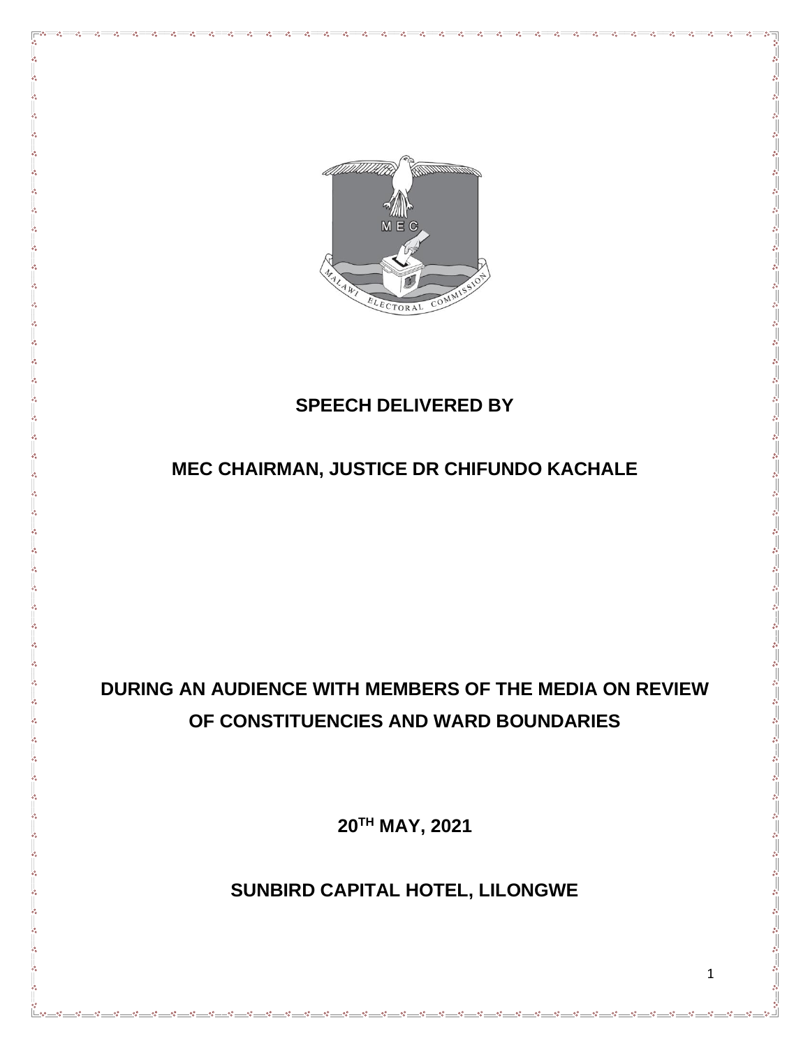**SPEECH DELIVERED BY**

**MEC CHAIRMAN, JUSTICE DR CHIFUNDO KACHALE**

**DURING AN AUDIENCE WITH MEMBERS OF THE MEDIA ON REVIEW OF CONSTITUENCIES AND WARD BOUNDARIES**

**20TH MAY, 2021**

**SUNBIRD CAPITAL HOTEL, LILONGWE**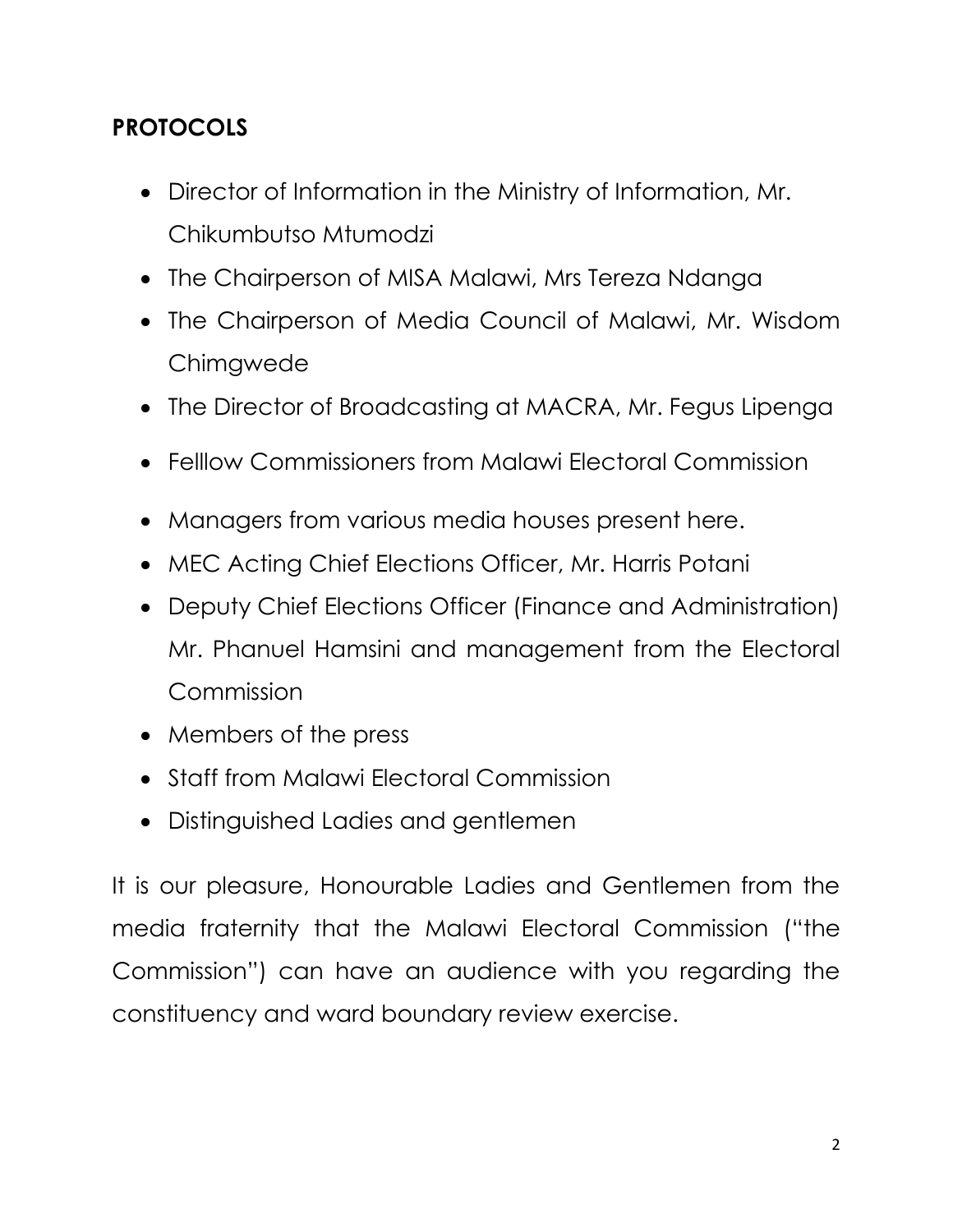**PROTOCOLS**

- Director of Information in the Ministry of Information, Mr. Chikumbutso Mtumodzi
- The Chairperson of MISA Malawi, Mrs Tereza Ndanga
- The Chairperson of Media Council of Malawi, Mr. Wisdom Chimgwede
- The Director of Broadcasting at MACRA, Mr. Fegus Lipenga
- Felllow Commissioners from Malawi Electoral Commission
- Managers from various media houses present here.
- MEC Acting Chief Elections Officer, Mr. Harris Potani
- Deputy Chief Elections Officer (Finance and Administration) Mr. Phanuel Hamsini and management from the Electoral Commission
- Members of the press
- Staff from Malawi Electoral Commission
- Distinguished Ladies and gentlemen

It is our pleasure, Honourable Ladies and Gentlemen from the media fraternity that the Malawi Electoral Commission ("the Commission") can have an audience with you regarding the constituency and ward boundary review exercise.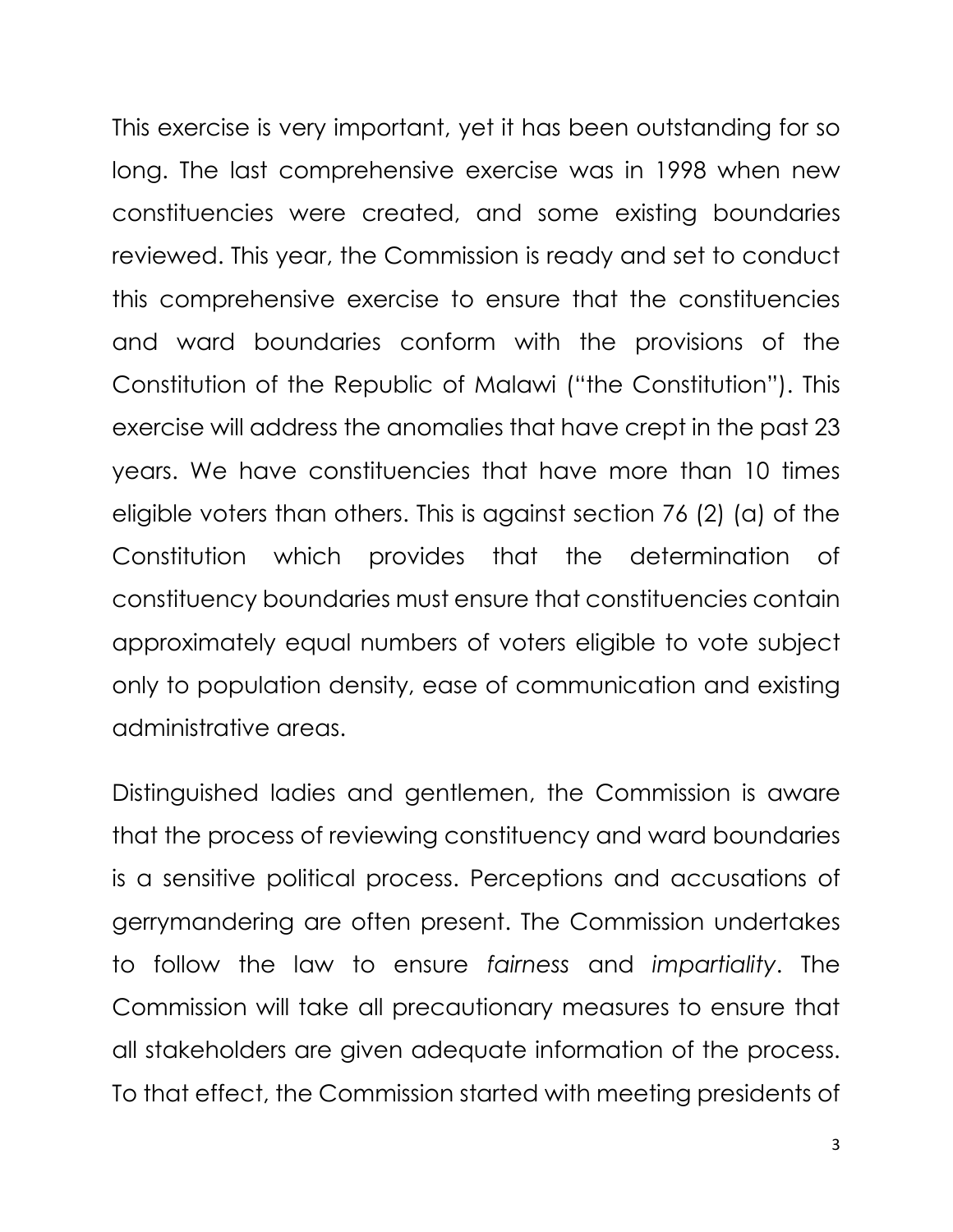This exercise is very important, yet it has been outstanding for so long. The last comprehensive exercise was in 1998 when new constituencies were created, and some existing boundaries reviewed. This year, the Commission is ready and set to conduct this comprehensive exercise to ensure that the constituencies and ward boundaries conform with the provisions of the Constitution of the Republic of Malawi ("the Constitution"). This exercise will address the anomalies that have crept in the past 23 years. We have constituencies that have more than 10 times eligible voters than others. This is against section 76 (2) (a) of the Constitution which provides that the determination of constituency boundaries must ensure that constituencies contain approximately equal numbers of voters eligible to vote subject only to population density, ease of communication and existing administrative areas.

Distinguished ladies and gentlemen, the Commission is aware that the process of reviewing constituency and ward boundaries is a sensitive political process. Perceptions and accusations of gerrymandering are often present. The Commission undertakes to follow the law to ensure *fairness* and *impartiality*. The Commission will take all precautionary measures to ensure that all stakeholders are given adequate information of the process. To that effect, the Commission started with meeting presidents of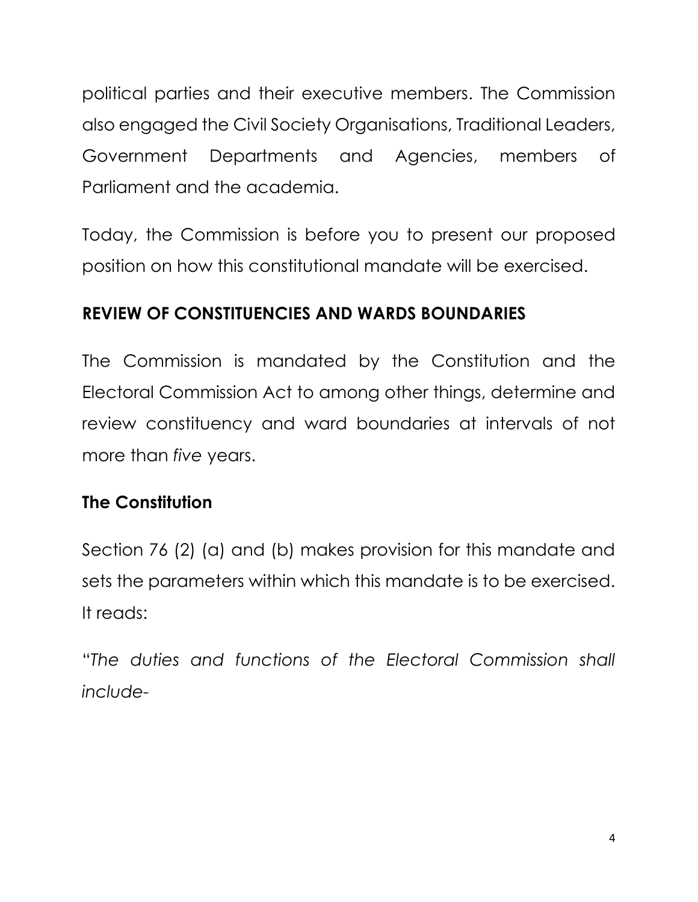political parties and their executive members. The Commission also engaged the Civil Society Organisations, Traditional Leaders, Government Departments and Agencies, members of Parliament and the academia.

Today, the Commission is before you to present our proposed position on how this constitutional mandate will be exercised.

## REVIEW OF CONSTITUENCIES AND WARDS BOUNDARIES

The Commission is mandated by the Constitution and the Electoral Commission Act to among other things, determine and review constituency and ward boundaries at intervals of not more than *five* years.

### The Constitution

Section 76 (2) (a) and (b) makes provision for this mandate and sets the parameters within which this mandate is to be exercised. It reads:

"*The duties and functions of the Electoral Commission shall include-*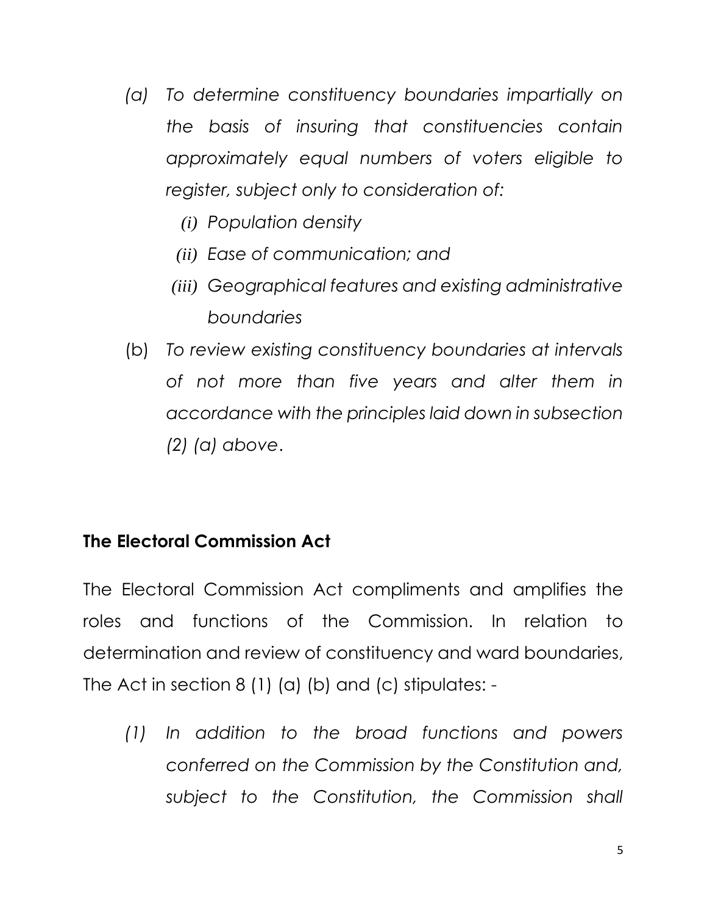*(a) To determine constituency boundaries impartially on the basis of insuring that constituencies contain approximately equal numbers of voters eligible to register, subject only to consideration of:*

   *(i) Population density*

   *(ii) Ease of communication; and*

   *(iii) Geographical features and existing administrative boundaries*

(b) *To review existing constituency boundaries at intervals of not more than five years and alter them in accordance with the principles laid down in subsection (2) (a) above*.

**The Electoral Commission Act**

The Electoral Commission Act compliments and amplifies the roles and functions of the Commission. In relation to determination and review of constituency and ward boundaries, The Act in section 8 (1) (a) (b) and (c) stipulates: -

*(1) In addition to the broad functions and powers conferred on the Commission by the Constitution and, subject to the Constitution, the Commission shall*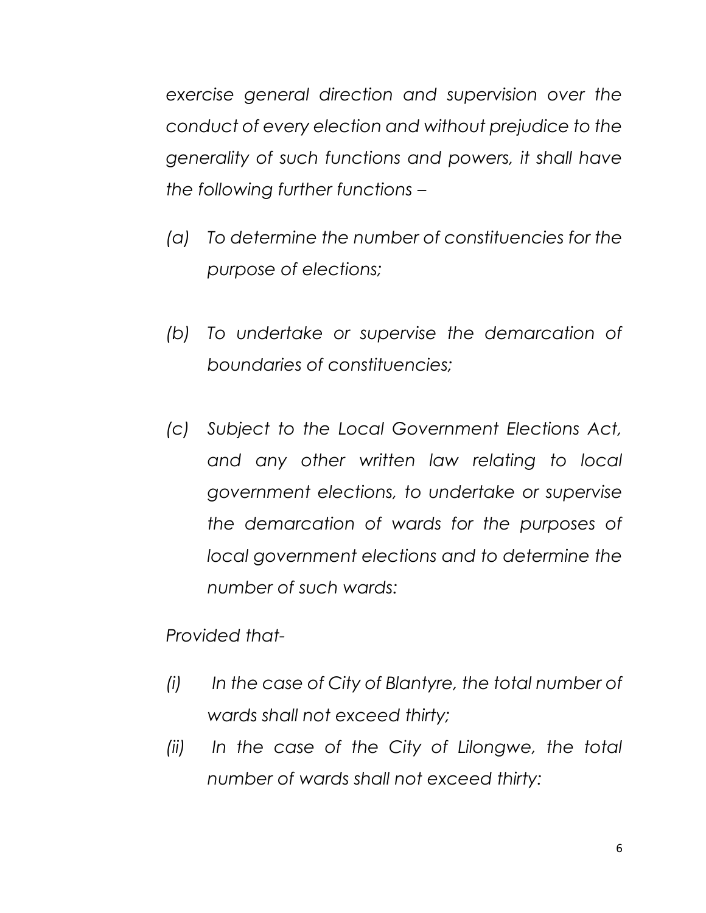*exercise general direction and supervision over the conduct of every election and without prejudice to the generality of such functions and powers, it shall have the following further functions –*

*(a) To determine the number of constituencies for the purpose of elections;*

*(b) To undertake or supervise the demarcation of boundaries of constituencies;*

*(c) Subject to the Local Government Elections Act, and any other written law relating to local government elections, to undertake or supervise the demarcation of wards for the purposes of local government elections and to determine the number of such wards:*

*Provided that-*

*(i) In the case of City of Blantyre, the total number of wards shall not exceed thirty;*

*(ii) In the case of the City of Lilongwe, the total number of wards shall not exceed thirty:*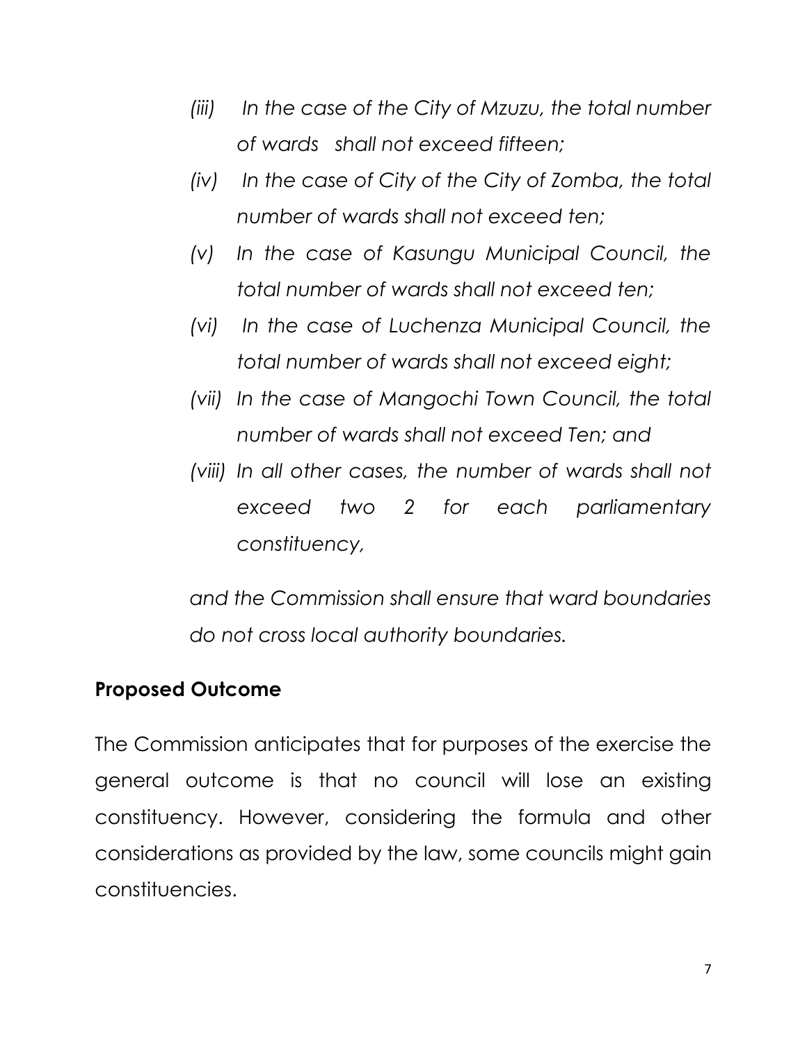*(iii) In the case of the City of Mzuzu, the total number of wards shall not exceed fifteen;*

*(iv) In the case of City of the City of Zomba, the total number of wards shall not exceed ten;*

*(v) In the case of Kasungu Municipal Council, the total number of wards shall not exceed ten;*

*(vi) In the case of Luchenza Municipal Council, the total number of wards shall not exceed eight;*

*(vii) In the case of Mangochi Town Council, the total number of wards shall not exceed Ten; and*

*(viii) In all other cases, the number of wards shall not exceed two 2 for each parliamentary constituency,*

*and the Commission shall ensure that ward boundaries do not cross local authority boundaries.*

**Proposed Outcome**

The Commission anticipates that for purposes of the exercise the general outcome is that no council will lose an existing constituency. However, considering the formula and other considerations as provided by the law, some councils might gain constituencies.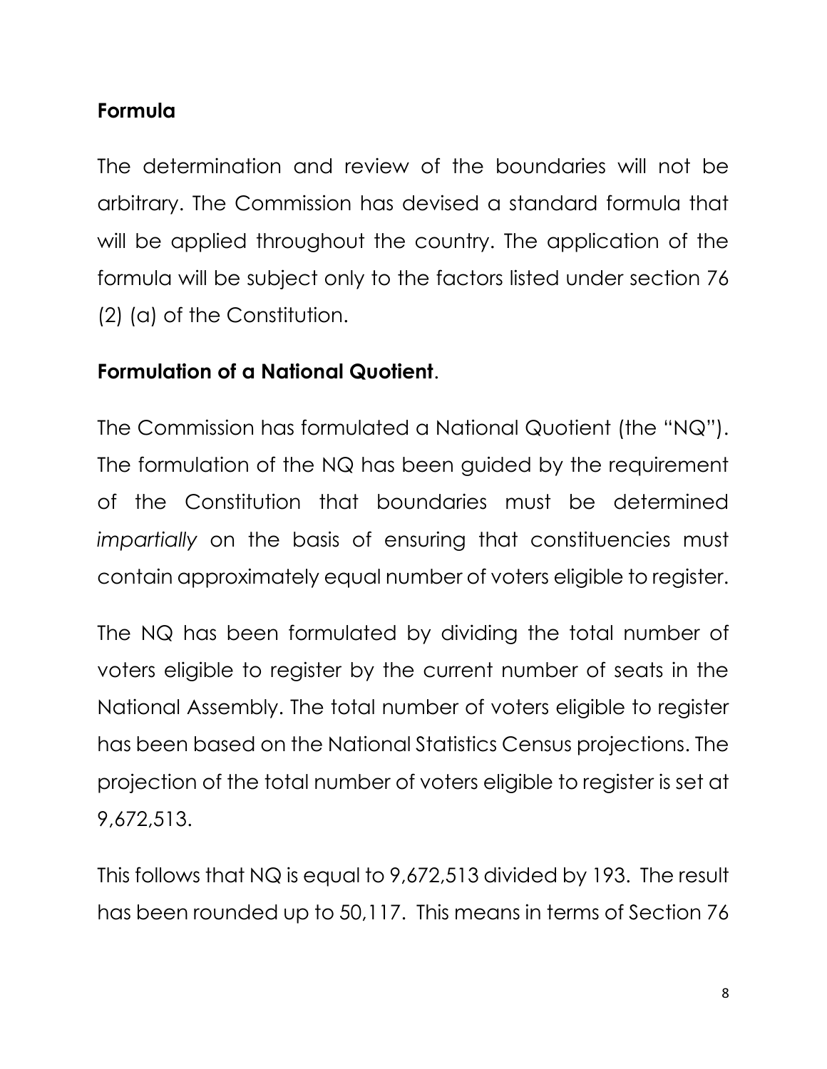## Formula

The determination and review of the boundaries will not be arbitrary. The Commission has devised a standard formula that will be applied throughout the country. The application of the formula will be subject only to the factors listed under section 76 (2) (a) of the Constitution.

## Formulation of a National Quotient.

The Commission has formulated a National Quotient (the "NQ"). The formulation of the NQ has been guided by the requirement of the Constitution that boundaries must be determined *impartially* on the basis of ensuring that constituencies must contain approximately equal number of voters eligible to register.

The NQ has been formulated by dividing the total number of voters eligible to register by the current number of seats in the National Assembly. The total number of voters eligible to register has been based on the National Statistics Census projections. The projection of the total number of voters eligible to register is set at 9,672,513.

This follows that NQ is equal to 9,672,513 divided by 193. The result has been rounded up to 50,117. This means in terms of Section 76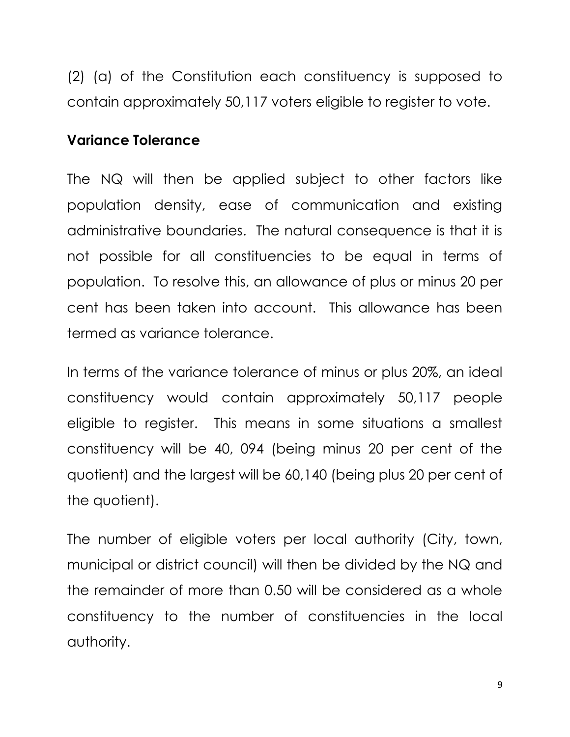(2) (a) of the Constitution each constituency is supposed to contain approximately 50,117 voters eligible to register to vote.

**Variance Tolerance**

The NQ will then be applied subject to other factors like population density, ease of communication and existing administrative boundaries. The natural consequence is that it is not possible for all constituencies to be equal in terms of population. To resolve this, an allowance of plus or minus 20 per cent has been taken into account. This allowance has been termed as variance tolerance.

In terms of the variance tolerance of minus or plus 20%, an ideal constituency would contain approximately 50,117 people eligible to register. This means in some situations a smallest constituency will be 40, 094 (being minus 20 per cent of the quotient) and the largest will be 60,140 (being plus 20 per cent of the quotient).

The number of eligible voters per local authority (City, town, municipal or district council) will then be divided by the NQ and the remainder of more than 0.50 will be considered as a whole constituency to the number of constituencies in the local authority.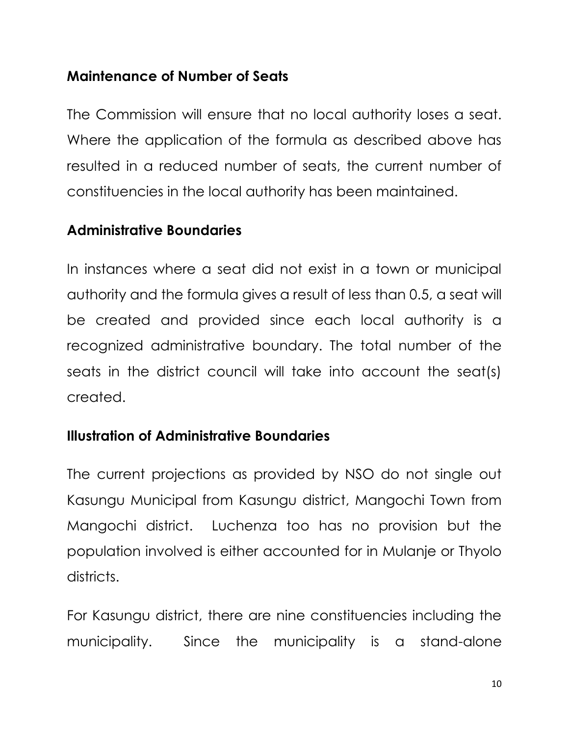## Maintenance of Number of Seats

The Commission will ensure that no local authority loses a seat. Where the application of the formula as described above has resulted in a reduced number of seats, the current number of constituencies in the local authority has been maintained.

## Administrative Boundaries

In instances where a seat did not exist in a town or municipal authority and the formula gives a result of less than 0.5, a seat will be created and provided since each local authority is a recognized administrative boundary. The total number of the seats in the district council will take into account the seat(s) created.

## Illustration of Administrative Boundaries

The current projections as provided by NSO do not single out Kasungu Municipal from Kasungu district, Mangochi Town from Mangochi district. Luchenza too has no provision but the population involved is either accounted for in Mulanje or Thyolo districts.

For Kasungu district, there are nine constituencies including the municipality. Since the municipality is a stand-alone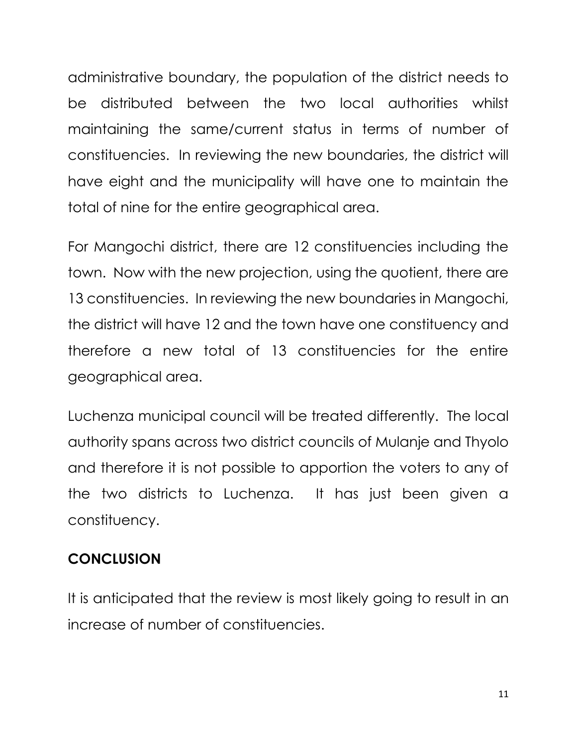administrative boundary, the population of the district needs to be distributed between the two local authorities whilst maintaining the same/current status in terms of number of constituencies. In reviewing the new boundaries, the district will have eight and the municipality will have one to maintain the total of nine for the entire geographical area.

For Mangochi district, there are 12 constituencies including the town. Now with the new projection, using the quotient, there are 13 constituencies. In reviewing the new boundaries in Mangochi, the district will have 12 and the town have one constituency and therefore a new total of 13 constituencies for the entire geographical area.

Luchenza municipal council will be treated differently. The local authority spans across two district councils of Mulanje and Thyolo and therefore it is not possible to apportion the voters to any of the two districts to Luchenza. It has just been given a constituency.

## CONCLUSION

It is anticipated that the review is most likely going to result in an increase of number of constituencies.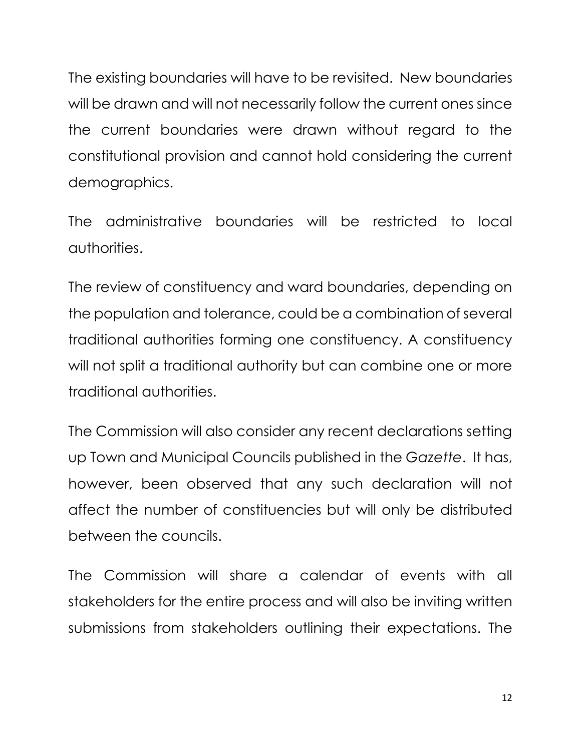The existing boundaries will have to be revisited. New boundaries will be drawn and will not necessarily follow the current ones since the current boundaries were drawn without regard to the constitutional provision and cannot hold considering the current demographics.

The administrative boundaries will be restricted to local authorities.

The review of constituency and ward boundaries, depending on the population and tolerance, could be a combination of several traditional authorities forming one constituency. A constituency will not split a traditional authority but can combine one or more traditional authorities.

The Commission will also consider any recent declarations setting up Town and Municipal Councils published in the *Gazette*. It has, however, been observed that any such declaration will not affect the number of constituencies but will only be distributed between the councils.

The Commission will share a calendar of events with all stakeholders for the entire process and will also be inviting written submissions from stakeholders outlining their expectations. The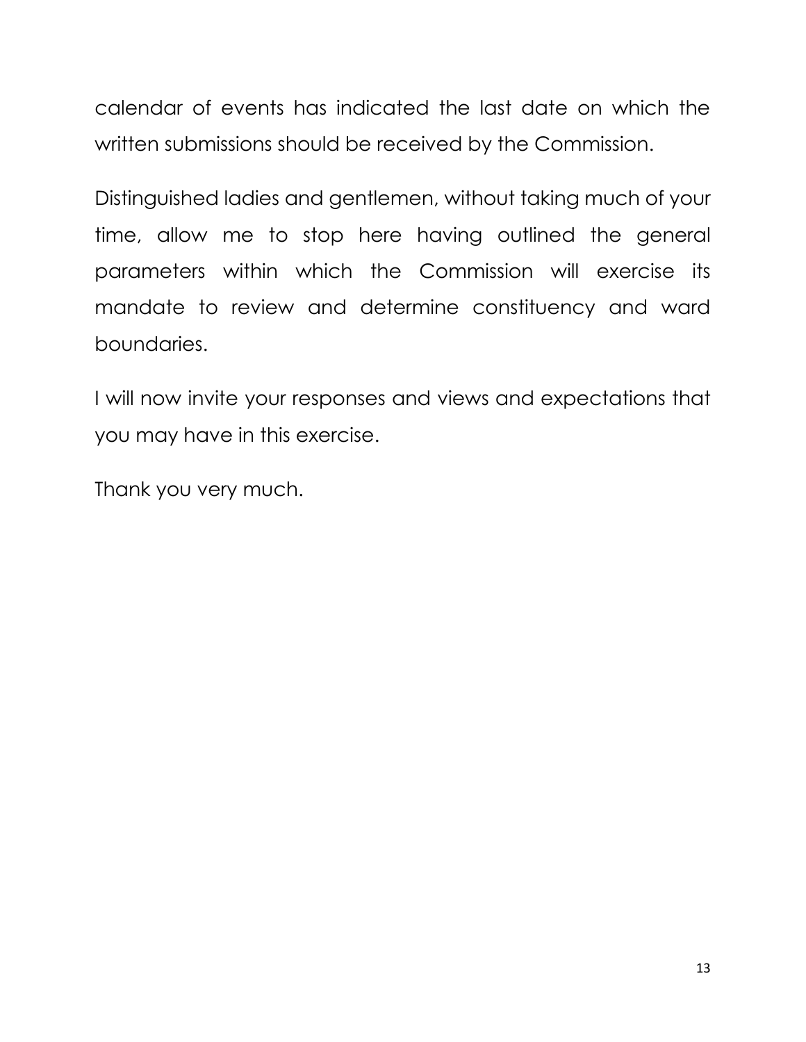calendar of events has indicated the last date on which the written submissions should be received by the Commission.

Distinguished ladies and gentlemen, without taking much of your time, allow me to stop here having outlined the general parameters within which the Commission will exercise its mandate to review and determine constituency and ward boundaries.

I will now invite your responses and views and expectations that you may have in this exercise.

Thank you very much.